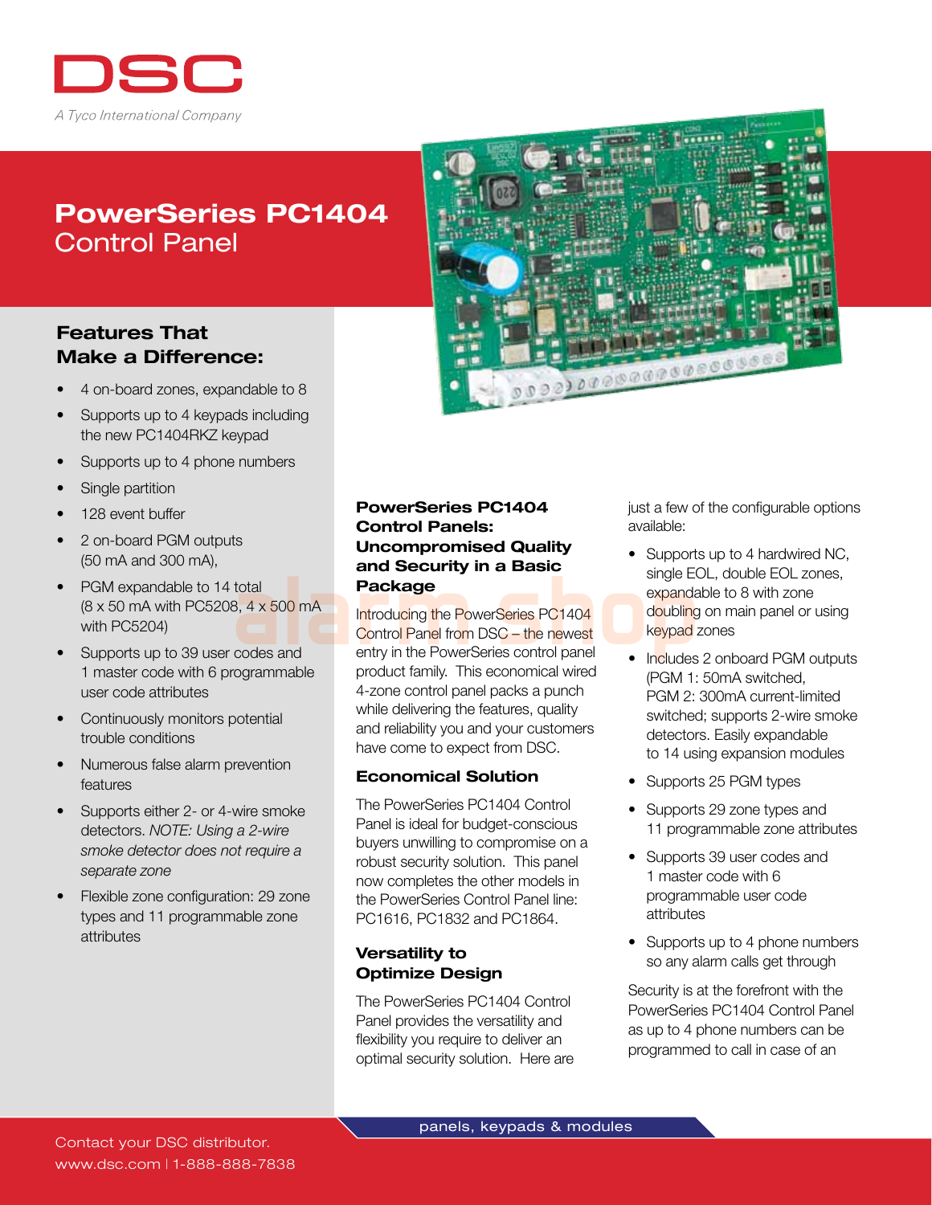# PowerSeries PC1404
## Control Panel

### Features That Make a Difference:

- 4 on-board zones, expandable to 8
- Supports up to 4 keypads including the new PC1404RKZ keypad
- Supports up to 4 phone numbers
- Single partition
- 128 event buffer
- 2 on-board PGM outputs (50 mA and 300 mA),
- PGM expandable to 14 total (8 x 50 mA with PC5208, 4 x 500 mA with PC5204)
- Supports up to 39 user codes and 1 master code with 6 programmable user code attributes
- Continuously monitors potential trouble conditions
- Numerous false alarm prevention features
- Supports either 2- or 4-wire smoke detectors. *NOTE: Using a 2-wire smoke detector does not require a separate zone*
- Flexible zone configuration: 29 zone types and 11 programmable zone attributes

### PowerSeries PC1404 Control Panels: Uncompromised Quality and Security in a Basic Package

Introducing the PowerSeries PC1404 Control Panel from DSC – the newest entry in the PowerSeries control panel product family. This economical wired 4-zone control panel packs a punch while delivering the features, quality and reliability you and your customers have come to expect from DSC.

### Economical Solution

The PowerSeries PC1404 Control Panel is ideal for budget-conscious buyers unwilling to compromise on a robust security solution. This panel now completes the other models in the PowerSeries Control Panel line: PC1616, PC1832 and PC1864.

### Versatility to Optimize Design

The PowerSeries PC1404 Control Panel provides the versatility and flexibility you require to deliver an optimal security solution. Here are just a few of the configurable options available:

- Supports up to 4 hardwired NC, single EOL, double EOL zones, expandable to 8 with zone doubling on main panel or using keypad zones
- Includes 2 onboard PGM outputs (PGM 1: 50mA switched, PGM 2: 300mA current-limited switched; supports 2-wire smoke detectors. Easily expandable to 14 using expansion modules
- Supports 25 PGM types
- Supports 29 zone types and 11 programmable zone attributes
- Supports 39 user codes and 1 master code with 6 programmable user code attributes
- Supports up to 4 phone numbers so any alarm calls get through

Security is at the forefront with the PowerSeries PC1404 Control Panel as up to 4 phone numbers can be programmed to call in case of an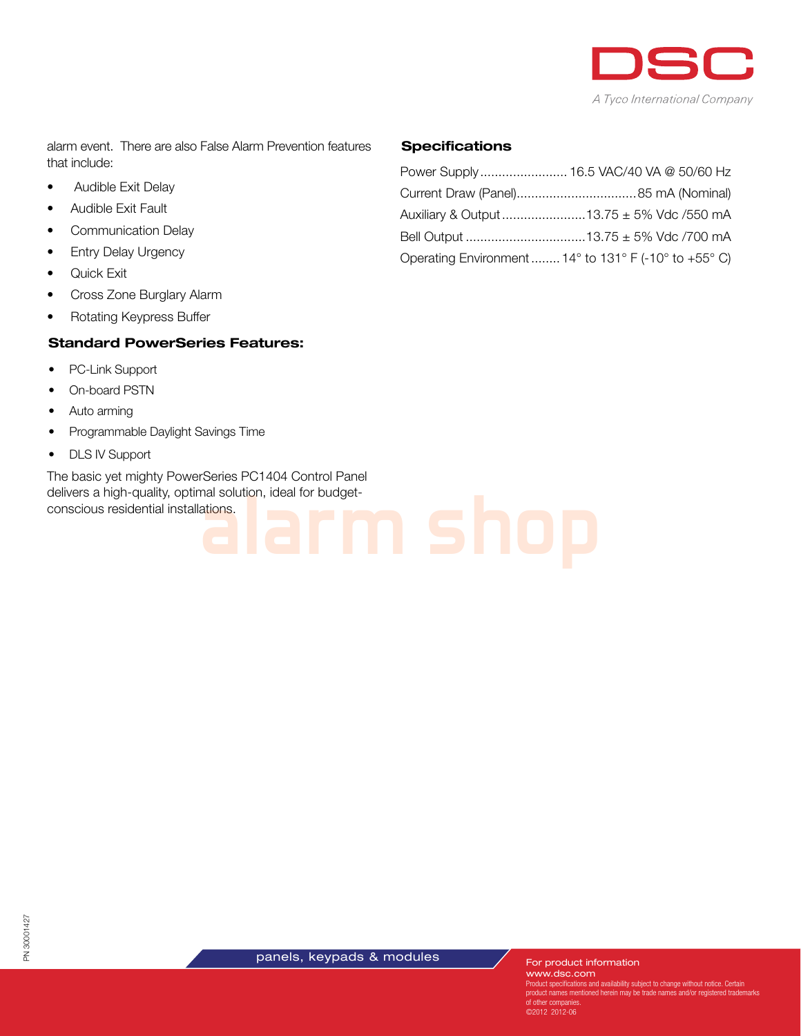alarm event. There are also False Alarm Prevention features that include:

- Audible Exit Delay
- Audible Exit Fault
- Communication Delay
- Entry Delay Urgency
- Quick Exit
- Cross Zone Burglary Alarm
- Rotating Keypress Buffer

### Standard PowerSeries Features:

- PC-Link Support
- On-board PSTN
- Auto arming
- Programmable Daylight Savings Time
- DLS IV Support

The basic yet mighty PowerSeries PC1404 Control Panel delivers a high-quality, optimal solution, ideal for budget-conscious residential installations.

### Specifications

Power Supply........................ 16.5 VAC/40 VA @ 50/60 Hz

Current Draw (Panel)................................85 mA (Nominal)

Auxiliary & Output.......................13.75 ± 5% Vdc /550 mA

Bell Output .................................13.75 ± 5% Vdc /700 mA

Operating Environment........14° to 131° F (-10° to +55° C)

panels, keypads & modules

For product information
www.dsc.com
Product specifications and availability subject to change without notice. Certain product names mentioned herein may be trade names and/or registered trademarks of other companies.
©2012 2012-06

PN 30001427